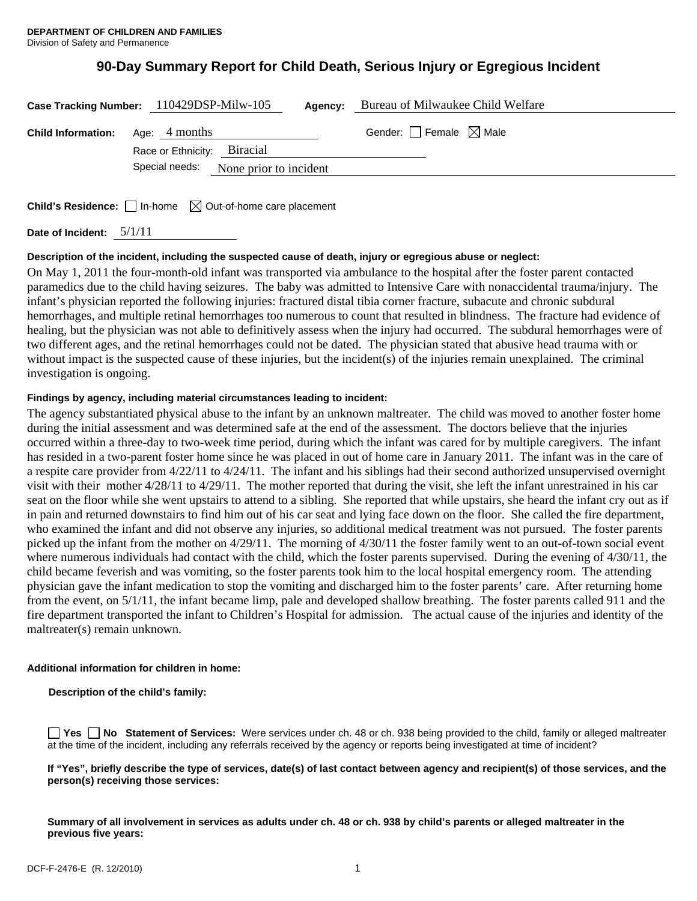**DEPARTMENT OF CHILDREN AND FAMILIES**
Division of Safety and Permanence

# 90-Day Summary Report for Child Death, Serious Injury or Egregious Incident

**Case Tracking Number:** 110429DSP-Milw-105 **Agency:** Bureau of Milwaukee Child Welfare

**Child Information:** Age: 4 months Gender: ☐ Female ☒ Male

Race or Ethnicity: Biracial

Special needs: None prior to incident

**Child's Residence:** ☐ In-home ☒ Out-of-home care placement

**Date of Incident:** 5/1/11

**Description of the incident, including the suspected cause of death, injury or egregious abuse or neglect:**

On May 1, 2011 the four-month-old infant was transported via ambulance to the hospital after the foster parent contacted paramedics due to the child having seizures. The baby was admitted to Intensive Care with nonaccidental trauma/injury. The infant's physician reported the following injuries: fractured distal tibia corner fracture, subacute and chronic subdural hemorrhages, and multiple retinal hemorrhages too numerous to count that resulted in blindness. The fracture had evidence of healing, but the physician was not able to definitively assess when the injury had occurred. The subdural hemorrhages were of two different ages, and the retinal hemorrhages could not be dated. The physician stated that abusive head trauma with or without impact is the suspected cause of these injuries, but the incident(s) of the injuries remain unexplained. The criminal investigation is ongoing.

**Findings by agency, including material circumstances leading to incident:**

The agency substantiated physical abuse to the infant by an unknown maltreater. The child was moved to another foster home during the initial assessment and was determined safe at the end of the assessment. The doctors believe that the injuries occurred within a three-day to two-week time period, during which the infant was cared for by multiple caregivers. The infant has resided in a two-parent foster home since he was placed in out of home care in January 2011. The infant was in the care of a respite care provider from 4/22/11 to 4/24/11. The infant and his siblings had their second authorized unsupervised overnight visit with their mother 4/28/11 to 4/29/11. The mother reported that during the visit, she left the infant unrestrained in his car seat on the floor while she went upstairs to attend to a sibling. She reported that while upstairs, she heard the infant cry out as if in pain and returned downstairs to find him out of his car seat and lying face down on the floor. She called the fire department, who examined the infant and did not observe any injuries, so additional medical treatment was not pursued. The foster parents picked up the infant from the mother on 4/29/11. The morning of 4/30/11 the foster family went to an out-of-town social event where numerous individuals had contact with the child, which the foster parents supervised. During the evening of 4/30/11, the child became feverish and was vomiting, so the foster parents took him to the local hospital emergency room. The attending physician gave the infant medication to stop the vomiting and discharged him to the foster parents' care. After returning home from the event, on 5/1/11, the infant became limp, pale and developed shallow breathing. The foster parents called 911 and the fire department transported the infant to Children's Hospital for admission. The actual cause of the injuries and identity of the maltreater(s) remain unknown.

**Additional information for children in home:**

**Description of the child's family:**

☐ **Yes** ☐ **No** **Statement of Services:** Were services under ch. 48 or ch. 938 being provided to the child, family or alleged maltreater at the time of the incident, including any referrals received by the agency or reports being investigated at time of incident?

**If "Yes", briefly describe the type of services, date(s) of last contact between agency and recipient(s) of those services, and the person(s) receiving those services:**

**Summary of all involvement in services as adults under ch. 48 or ch. 938 by child's parents or alleged maltreater in the previous five years:**

DCF-F-2476-E (R. 12/2010)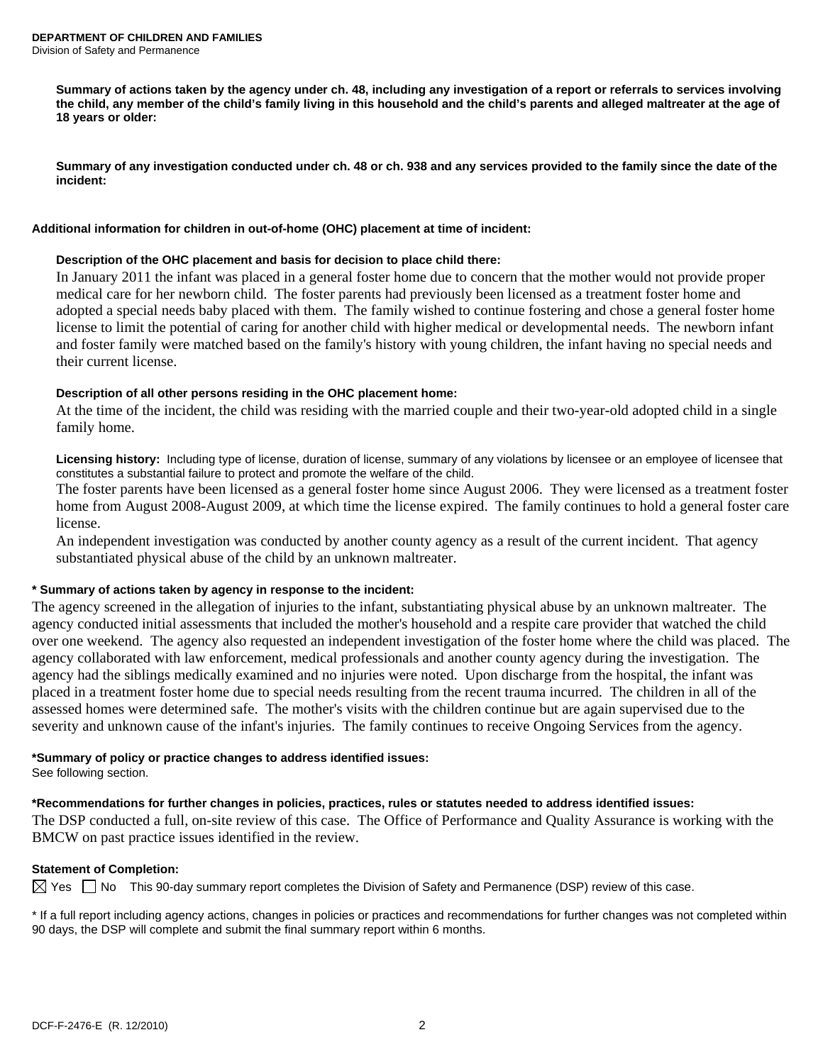**DEPARTMENT OF CHILDREN AND FAMILIES**
Division of Safety and Permanence

**Summary of actions taken by the agency under ch. 48, including any investigation of a report or referrals to services involving the child, any member of the child's family living in this household and the child's parents and alleged maltreater at the age of 18 years or older:**

**Summary of any investigation conducted under ch. 48 or ch. 938 and any services provided to the family since the date of the incident:**

**Additional information for children in out-of-home (OHC) placement at time of incident:**

**Description of the OHC placement and basis for decision to place child there:**

In January 2011 the infant was placed in a general foster home due to concern that the mother would not provide proper medical care for her newborn child. The foster parents had previously been licensed as a treatment foster home and adopted a special needs baby placed with them. The family wished to continue fostering and chose a general foster home license to limit the potential of caring for another child with higher medical or developmental needs. The newborn infant and foster family were matched based on the family's history with young children, the infant having no special needs and their current license.

**Description of all other persons residing in the OHC placement home:**

At the time of the incident, the child was residing with the married couple and their two-year-old adopted child in a single family home.

**Licensing history:** Including type of license, duration of license, summary of any violations by licensee or an employee of licensee that constitutes a substantial failure to protect and promote the welfare of the child.

The foster parents have been licensed as a general foster home since August 2006. They were licensed as a treatment foster home from August 2008-August 2009, at which time the license expired. The family continues to hold a general foster care license.

An independent investigation was conducted by another county agency as a result of the current incident. That agency substantiated physical abuse of the child by an unknown maltreater.

**\* Summary of actions taken by agency in response to the incident:**

The agency screened in the allegation of injuries to the infant, substantiating physical abuse by an unknown maltreater. The agency conducted initial assessments that included the mother's household and a respite care provider that watched the child over one weekend. The agency also requested an independent investigation of the foster home where the child was placed. The agency collaborated with law enforcement, medical professionals and another county agency during the investigation. The agency had the siblings medically examined and no injuries were noted. Upon discharge from the hospital, the infant was placed in a treatment foster home due to special needs resulting from the recent trauma incurred. The children in all of the assessed homes were determined safe. The mother's visits with the children continue but are again supervised due to the severity and unknown cause of the infant's injuries. The family continues to receive Ongoing Services from the agency.

**\*Summary of policy or practice changes to address identified issues:**

See following section.

**\*Recommendations for further changes in policies, practices, rules or statutes needed to address identified issues:**

The DSP conducted a full, on-site review of this case. The Office of Performance and Quality Assurance is working with the BMCW on past practice issues identified in the review.

**Statement of Completion:**

☒ Yes ☐ No This 90-day summary report completes the Division of Safety and Permanence (DSP) review of this case.

\* If a full report including agency actions, changes in policies or practices and recommendations for further changes was not completed within 90 days, the DSP will complete and submit the final summary report within 6 months.

DCF-F-2476-E (R. 12/2010)